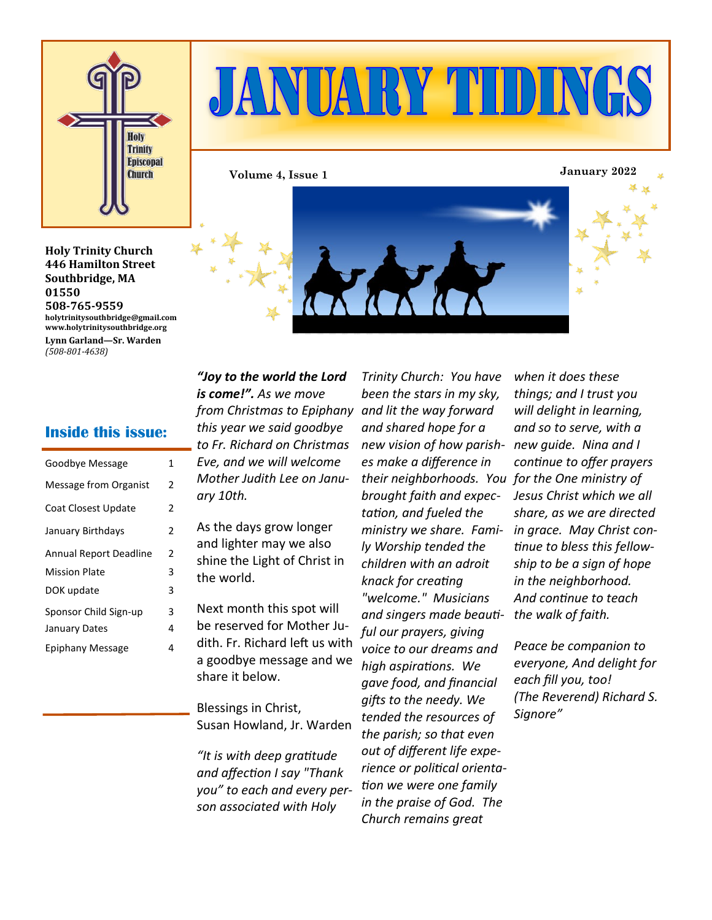# JANUARY TIDINGS

Volume 4, Issue 1

January 2022

**Holy Trinity Church**
**446 Hamilton Street**
**Southbridge, MA 01550**
**508-765-9559**
**holytrinitysouthbridge@gmail.com**
**www.holytrinitysouthbridge.org**
**Lynn Garland—Sr. Warden**
*(508-801-4638)*

## Inside this issue:

| | |
|---|---|
| Goodbye Message | 1 |
| Message from Organist | 2 |
| Coat Closest Update | 2 |
| January Birthdays | 2 |
| Annual Report Deadline | 2 |
| Mission Plate | 3 |
| DOK update | 3 |
| Sponsor Child Sign-up | 3 |
| January Dates | 4 |
| Epiphany Message | 4 |

***"Joy to the world the Lord is come!".*** *As we move from Christmas to Epiphany this year we said goodbye to Fr. Richard on Christmas Eve, and we will welcome Mother Judith Lee on January 10th.*

As the days grow longer and lighter may we also shine the Light of Christ in the world.

Next month this spot will be reserved for Mother Judith. Fr. Richard left us with a goodbye message and we share it below.

Blessings in Christ,
Susan Howland, Jr. Warden

*"It is with deep gratitude and affection I say "Thank you" to each and every person associated with Holy Trinity Church: You have been the stars in my sky, and lit the way forward and shared hope for a new vision of how parishes make a difference in their neighborhoods. You brought faith and expectation, and fueled the ministry we share. Family Worship tended the children with an adroit knack for creating "welcome." Musicians and singers made beautiful our prayers, giving voice to our dreams and high aspirations. We gave food, and financial gifts to the needy. We tended the resources of the parish; so that even out of different life experience or political orientation we were one family in the praise of God. The Church remains great when it does these things; and I trust you will delight in learning, and so to serve, with a new guide. Nina and I continue to offer prayers for the One ministry of Jesus Christ which we all share, as we are directed in grace. May Christ continue to bless this fellowship to be a sign of hope in the neighborhood. And continue to teach the walk of faith.*

*Peace be companion to everyone, And delight for each fill you, too!*
*(The Reverend) Richard S. Signore"*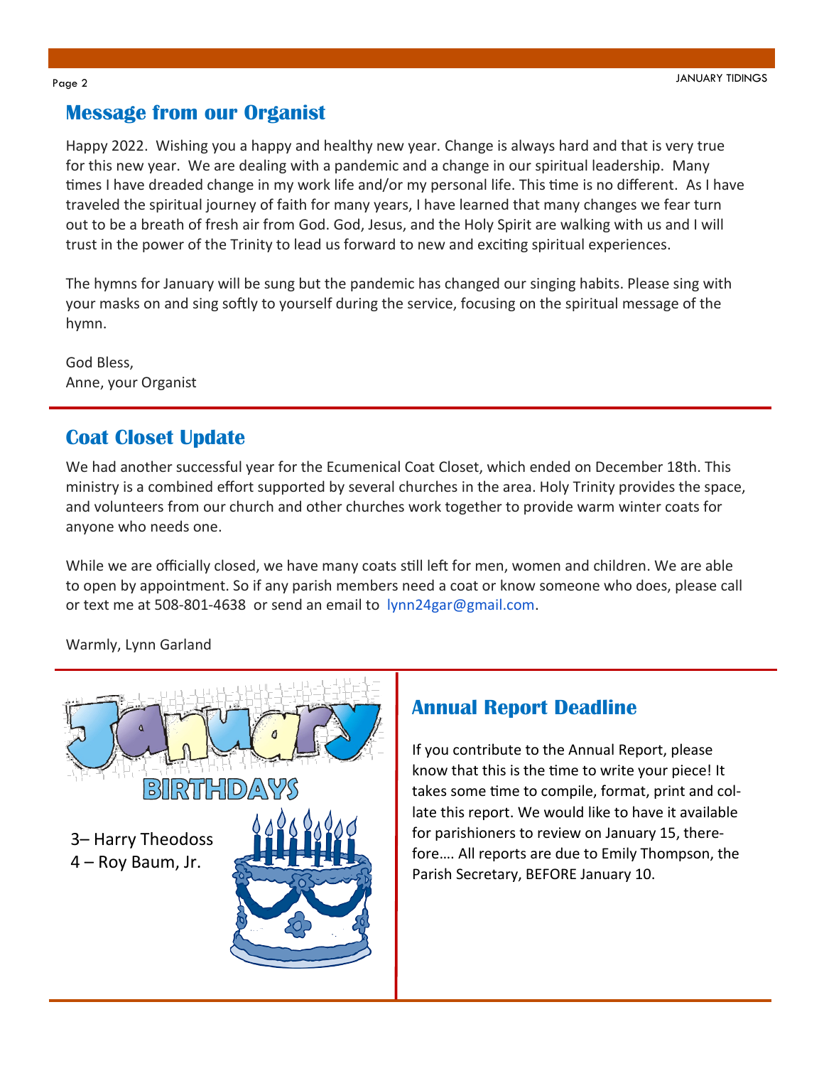## Message from our Organist

Happy 2022. Wishing you a happy and healthy new year. Change is always hard and that is very true for this new year. We are dealing with a pandemic and a change in our spiritual leadership. Many times I have dreaded change in my work life and/or my personal life. This time is no different. As I have traveled the spiritual journey of faith for many years, I have learned that many changes we fear turn out to be a breath of fresh air from God. God, Jesus, and the Holy Spirit are walking with us and I will trust in the power of the Trinity to lead us forward to new and exciting spiritual experiences.

The hymns for January will be sung but the pandemic has changed our singing habits. Please sing with your masks on and sing softly to yourself during the service, focusing on the spiritual message of the hymn.

God Bless,
Anne, your Organist

## Coat Closet Update

We had another successful year for the Ecumenical Coat Closet, which ended on December 18th. This ministry is a combined effort supported by several churches in the area. Holy Trinity provides the space, and volunteers from our church and other churches work together to provide warm winter coats for anyone who needs one.

While we are officially closed, we have many coats still left for men, women and children. We are able to open by appointment. So if any parish members need a coat or know someone who does, please call or text me at 508-801-4638 or send an email to lynn24gar@gmail.com.

Warmly, Lynn Garland

## January Birthdays

3– Harry Theodoss
4 – Roy Baum, Jr.

## Annual Report Deadline

If you contribute to the Annual Report, please know that this is the time to write your piece! It takes some time to compile, format, print and collate this report. We would like to have it available for parishioners to review on January 15, therefore…. All reports are due to Emily Thompson, the Parish Secretary, BEFORE January 10.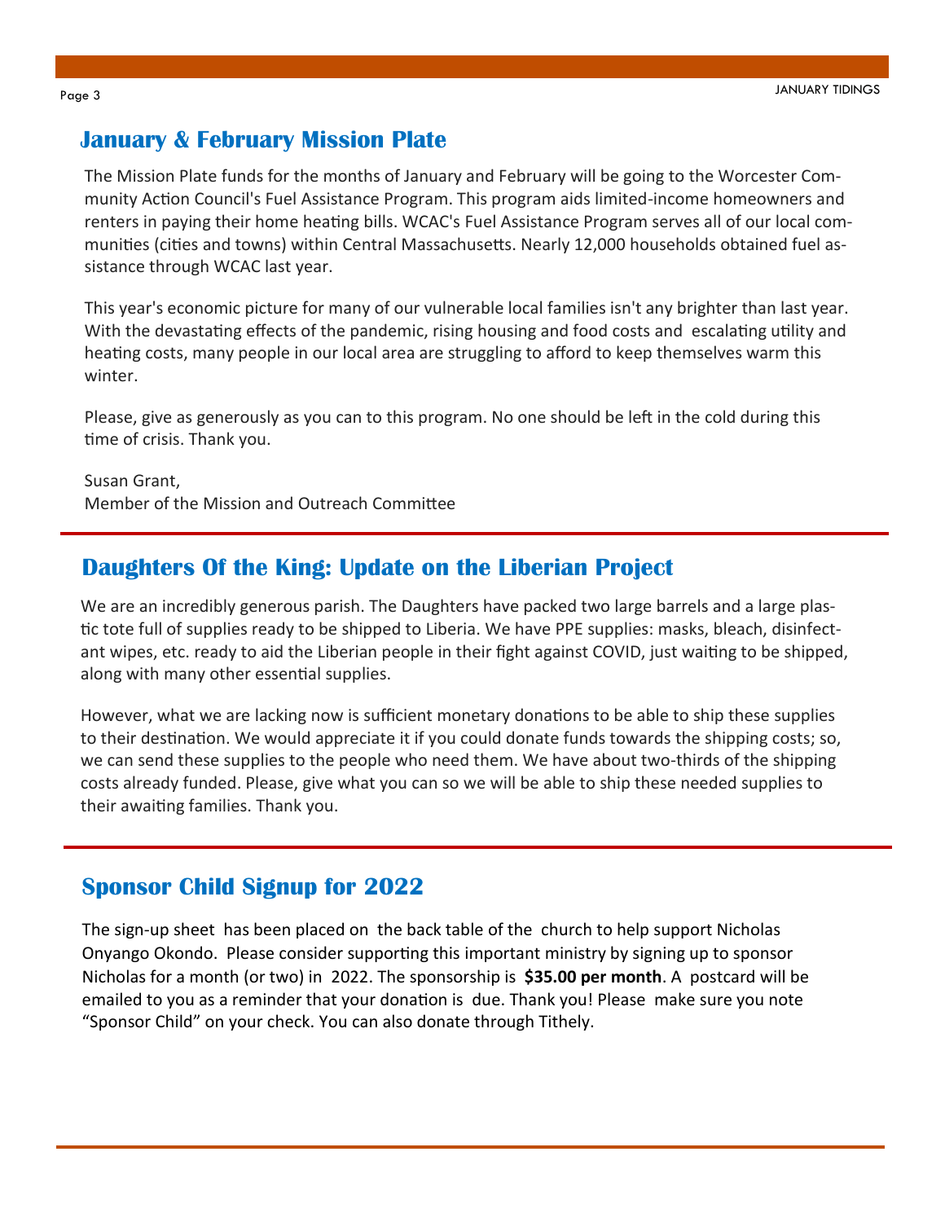## January & February Mission Plate

The Mission Plate funds for the months of January and February will be going to the Worcester Community Action Council's Fuel Assistance Program. This program aids limited-income homeowners and renters in paying their home heating bills. WCAC's Fuel Assistance Program serves all of our local communities (cities and towns) within Central Massachusetts. Nearly 12,000 households obtained fuel assistance through WCAC last year.

This year's economic picture for many of our vulnerable local families isn't any brighter than last year. With the devastating effects of the pandemic, rising housing and food costs and escalating utility and heating costs, many people in our local area are struggling to afford to keep themselves warm this winter.

Please, give as generously as you can to this program. No one should be left in the cold during this time of crisis. Thank you.

Susan Grant,
Member of the Mission and Outreach Committee

## Daughters Of the King: Update on the Liberian Project

We are an incredibly generous parish. The Daughters have packed two large barrels and a large plastic tote full of supplies ready to be shipped to Liberia. We have PPE supplies: masks, bleach, disinfectant wipes, etc. ready to aid the Liberian people in their fight against COVID, just waiting to be shipped, along with many other essential supplies.

However, what we are lacking now is sufficient monetary donations to be able to ship these supplies to their destination. We would appreciate it if you could donate funds towards the shipping costs; so, we can send these supplies to the people who need them. We have about two-thirds of the shipping costs already funded. Please, give what you can so we will be able to ship these needed supplies to their awaiting families. Thank you.

## Sponsor Child Signup for 2022

The sign-up sheet has been placed on the back table of the church to help support Nicholas Onyango Okondo. Please consider supporting this important ministry by signing up to sponsor Nicholas for a month (or two) in 2022. The sponsorship is **$35.00 per month**. A postcard will be emailed to you as a reminder that your donation is due. Thank you! Please make sure you note "Sponsor Child" on your check. You can also donate through Tithely.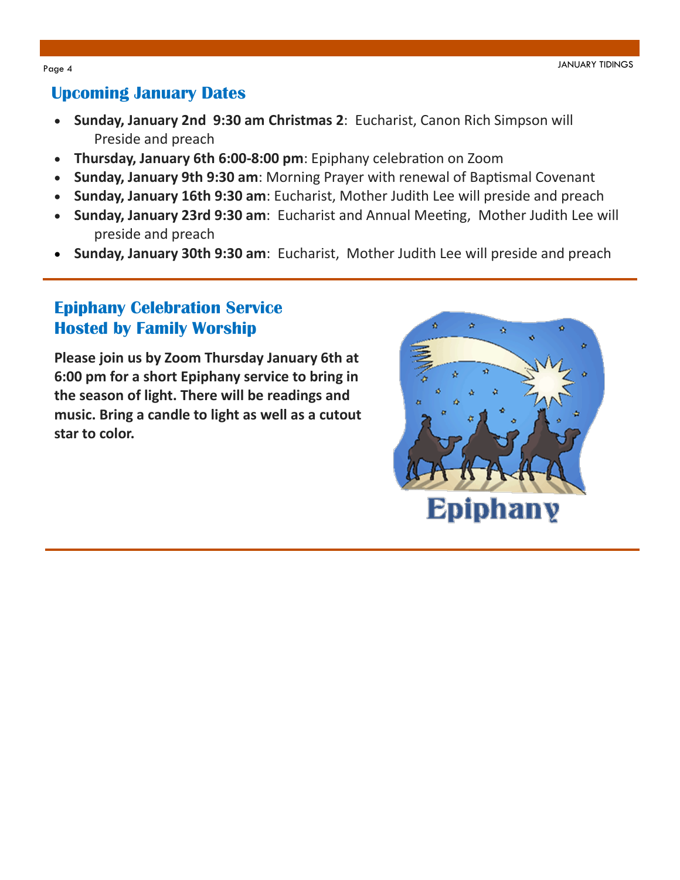## Upcoming January Dates

- **Sunday, January 2nd 9:30 am Christmas 2**: Eucharist, Canon Rich Simpson will Preside and preach
- **Thursday, January 6th 6:00-8:00 pm**: Epiphany celebration on Zoom
- **Sunday, January 9th 9:30 am**: Morning Prayer with renewal of Baptismal Covenant
- **Sunday, January 16th 9:30 am**: Eucharist, Mother Judith Lee will preside and preach
- **Sunday, January 23rd 9:30 am**: Eucharist and Annual Meeting, Mother Judith Lee will preside and preach
- **Sunday, January 30th 9:30 am**: Eucharist, Mother Judith Lee will preside and preach

## Epiphany Celebration Service Hosted by Family Worship

**Please join us by Zoom Thursday January 6th at 6:00 pm for a short Epiphany service to bring in the season of light. There will be readings and music. Bring a candle to light as well as a cutout star to color.**

Epiphany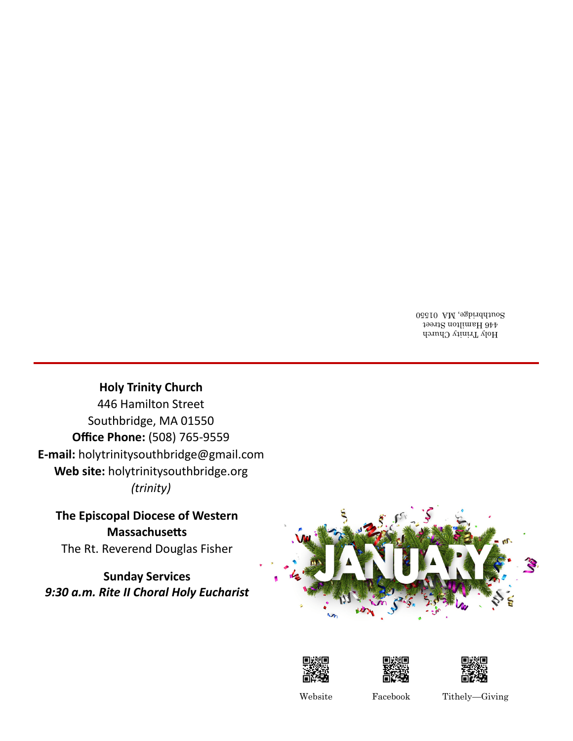Holy Trinity Church
446 Hamilton Street
Southbridge, MA 01550

---

**Holy Trinity Church**
446 Hamilton Street
Southbridge, MA 01550
**Office Phone:** (508) 765-9559
**E-mail:** holytrinitysouthbridge@gmail.com
**Web site:** holytrinitysouthbridge.org
*(trinity)*

**The Episcopal Diocese of Western Massachusetts**
The Rt. Reverend Douglas Fisher

**Sunday Services**
***9:30 a.m. Rite II Choral Holy Eucharist***

JANUARY

Website

Facebook

Tithely—Giving